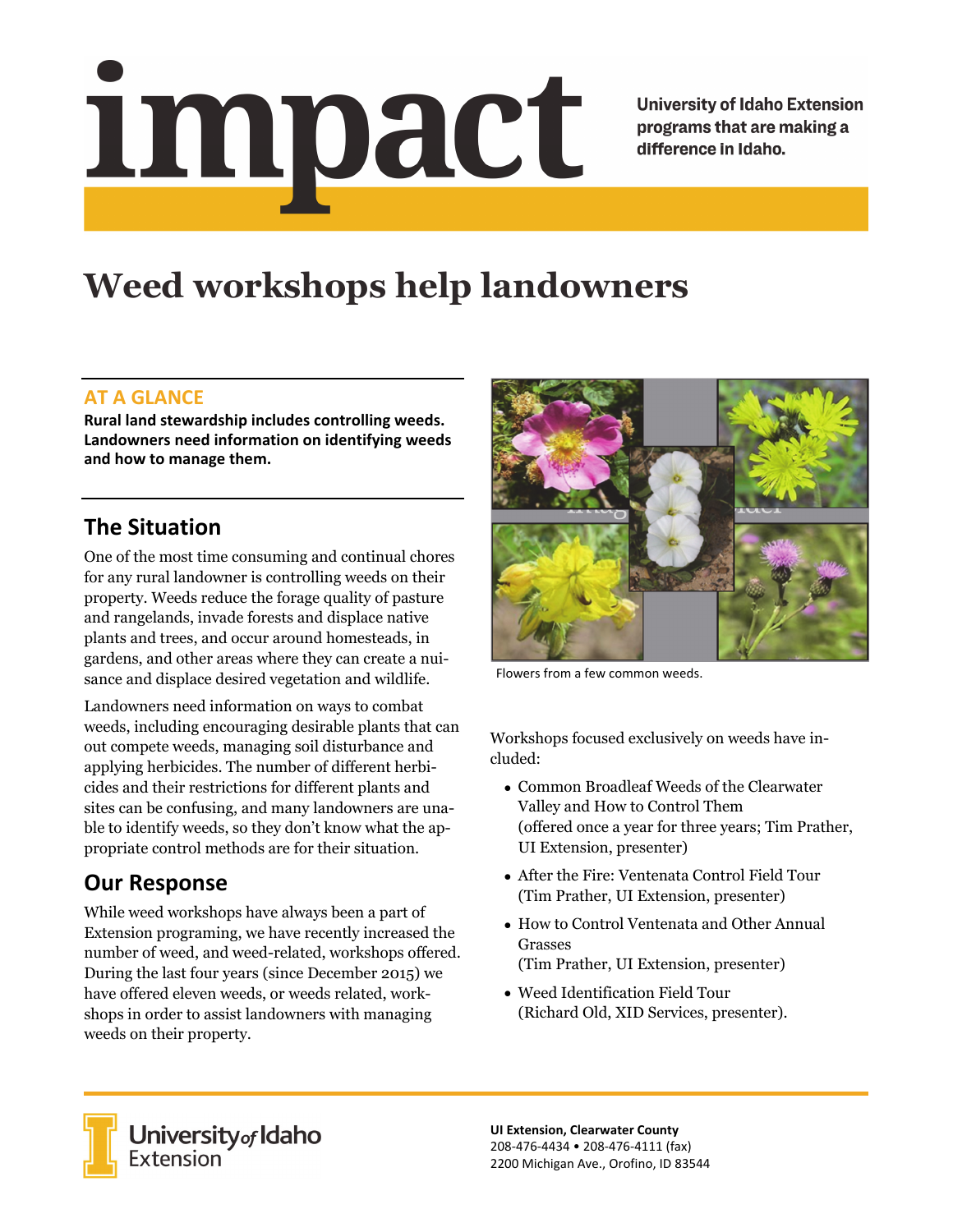# impact

University of Idaho Extension programs that are making a difference in Idaho.

# Weed workshops help landowners

## AT A GLANCE

**Rural land stewardship includes controlling weeds. Landowners need information on identifying weeds and how to manage them.**

## The Situation

One of the most time consuming and continual chores for any rural landowner is controlling weeds on their property. Weeds reduce the forage quality of pasture and rangelands, invade forests and displace native plants and trees, and occur around homesteads, in gardens, and other areas where they can create a nuisance and displace desired vegetation and wildlife.

Landowners need information on ways to combat weeds, including encouraging desirable plants that can out compete weeds, managing soil disturbance and applying herbicides. The number of different herbicides and their restrictions for different plants and sites can be confusing, and many landowners are unable to identify weeds, so they don't know what the appropriate control methods are for their situation.

## Our Response

While weed workshops have always been a part of Extension programing, we have recently increased the number of weed, and weed-related, workshops offered. During the last four years (since December 2015) we have offered eleven weeds, or weeds related, workshops in order to assist landowners with managing weeds on their property.

Flowers from a few common weeds.

Workshops focused exclusively on weeds have included:

- Common Broadleaf Weeds of the Clearwater Valley and How to Control Them (offered once a year for three years; Tim Prather, UI Extension, presenter)
- After the Fire: Ventenata Control Field Tour (Tim Prather, UI Extension, presenter)
- How to Control Ventenata and Other Annual Grasses (Tim Prather, UI Extension, presenter)
- Weed Identification Field Tour (Richard Old, XID Services, presenter).

University of Idaho Extension

**UI Extension, Clearwater County**
208-476-4434 • 208-476-4111 (fax)
2200 Michigan Ave., Orofino, ID 83544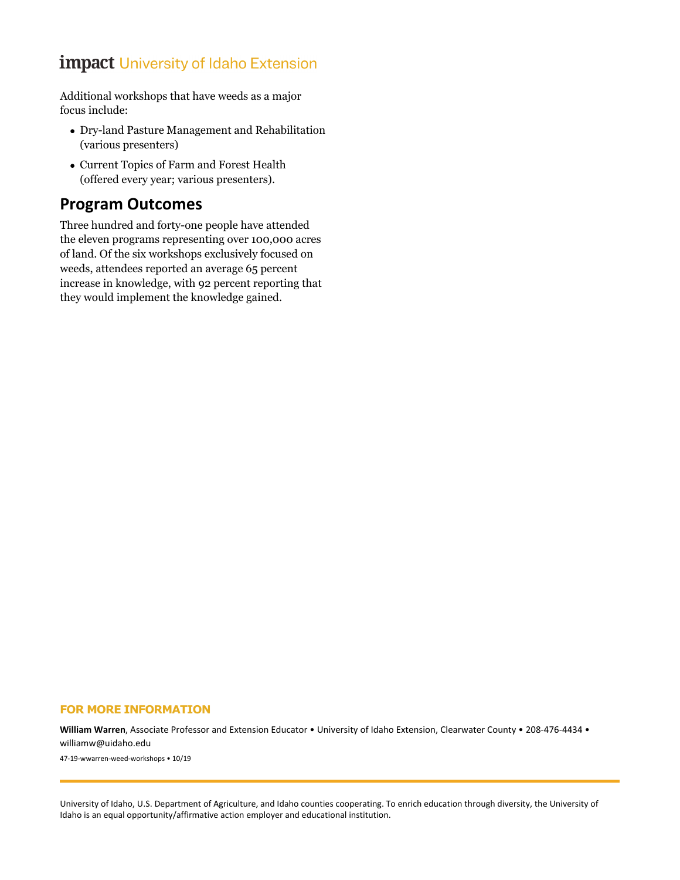Additional workshops that have weeds as a major focus include:

- Dry-land Pasture Management and Rehabilitation (various presenters)
- Current Topics of Farm and Forest Health (offered every year; various presenters).

## Program Outcomes

Three hundred and forty-one people have attended the eleven programs representing over 100,000 acres of land. Of the six workshops exclusively focused on weeds, attendees reported an average 65 percent increase in knowledge, with 92 percent reporting that they would implement the knowledge gained.

### FOR MORE INFORMATION

**William Warren**, Associate Professor and Extension Educator • University of Idaho Extension, Clearwater County • 208-476-4434 • williamw@uidaho.edu

47-19-wwarren-weed-workshops • 10/19

University of Idaho, U.S. Department of Agriculture, and Idaho counties cooperating. To enrich education through diversity, the University of Idaho is an equal opportunity/affirmative action employer and educational institution.